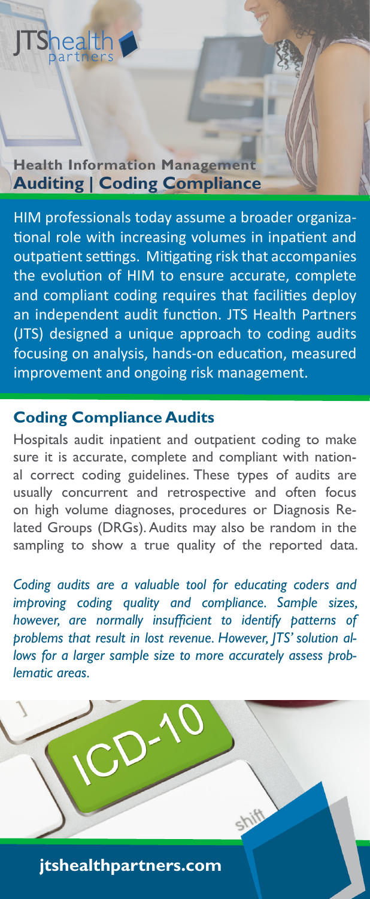JTShealth partners

## Health Information Management
## Auditing | Coding Compliance

HIM professionals today assume a broader organizational role with increasing volumes in inpatient and outpatient settings. Mitigating risk that accompanies the evolution of HIM to ensure accurate, complete and compliant coding requires that facilities deploy an independent audit function. JTS Health Partners (JTS) designed a unique approach to coding audits focusing on analysis, hands-on education, measured improvement and ongoing risk management.

### Coding Compliance Audits

Hospitals audit inpatient and outpatient coding to make sure it is accurate, complete and compliant with national correct coding guidelines. These types of audits are usually concurrent and retrospective and often focus on high volume diagnoses, procedures or Diagnosis Related Groups (DRGs). Audits may also be random in the sampling to show a true quality of the reported data.

*Coding audits are a valuable tool for educating coders and improving coding quality and compliance. Sample sizes, however, are normally insufficient to identify patterns of problems that result in lost revenue. However, JTS' solution allows for a larger sample size to more accurately assess problematic areas.*

**jtshealthpartners.com**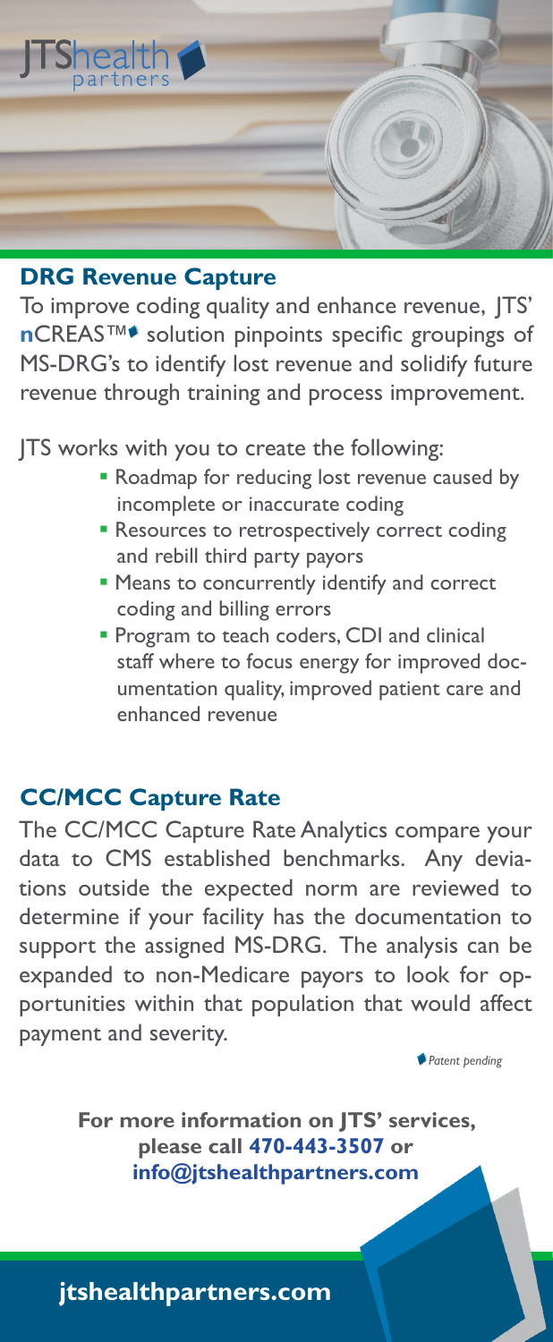JTShealth partners

## DRG Revenue Capture

To improve coding quality and enhance revenue, JTS' **n**CREAS™ solution pinpoints specific groupings of MS-DRG's to identify lost revenue and solidify future revenue through training and process improvement.

JTS works with you to create the following:

- Roadmap for reducing lost revenue caused by incomplete or inaccurate coding
- Resources to retrospectively correct coding and rebill third party payors
- Means to concurrently identify and correct coding and billing errors
- Program to teach coders, CDI and clinical staff where to focus energy for improved documentation quality, improved patient care and enhanced revenue

## CC/MCC Capture Rate

The CC/MCC Capture Rate Analytics compare your data to CMS established benchmarks. Any deviations outside the expected norm are reviewed to determine if your facility has the documentation to support the assigned MS-DRG. The analysis can be expanded to non-Medicare payors to look for opportunities within that population that would affect payment and severity.

*Patent pending*

**For more information on JTS' services, please call 470-443-3507 or info@jtshealthpartners.com**

**jtshealthpartners.com**